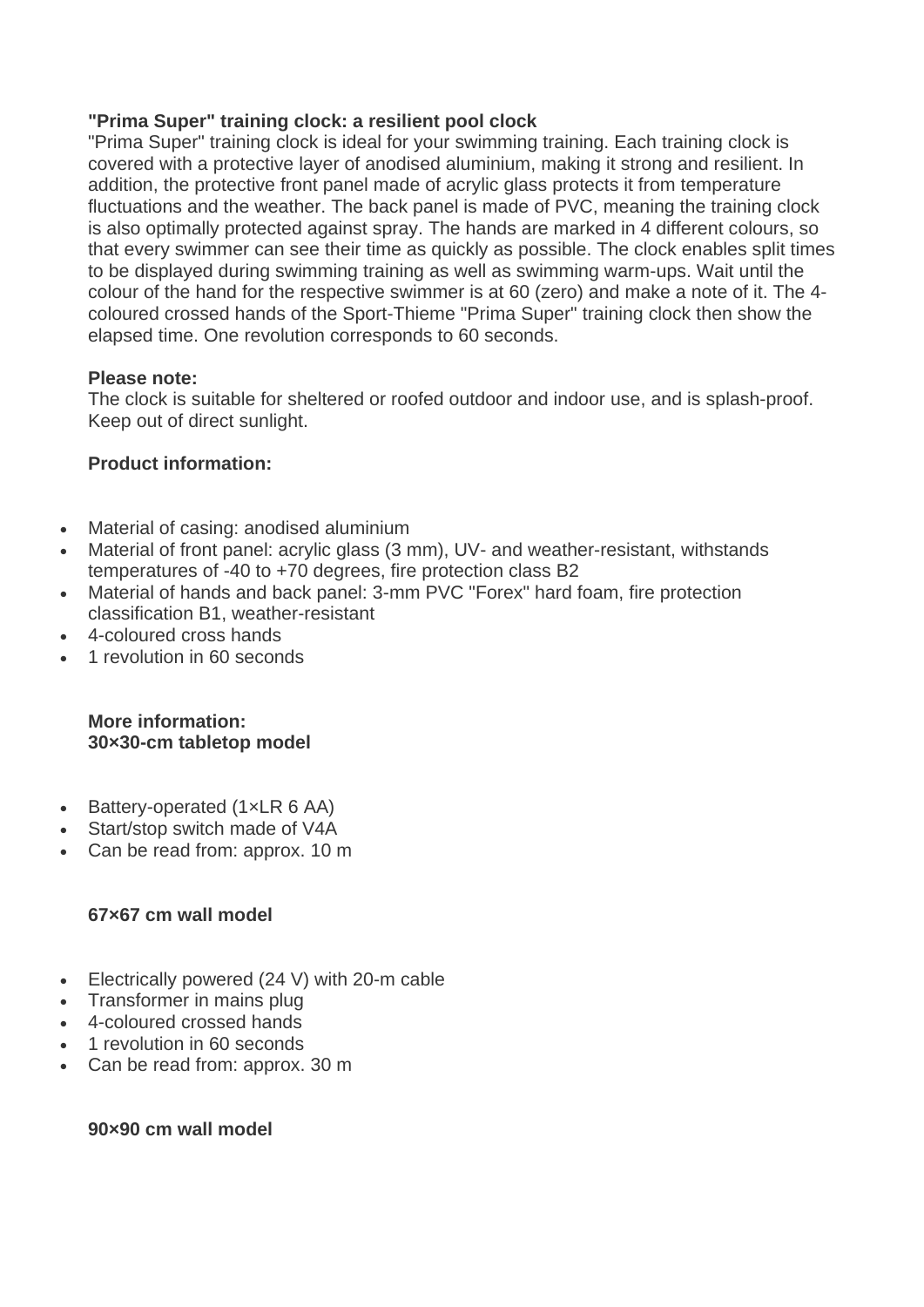**"Prima Super" training clock: a resilient pool clock**

"Prima Super" training clock is ideal for your swimming training. Each training clock is covered with a protective layer of anodised aluminium, making it strong and resilient. In addition, the protective front panel made of acrylic glass protects it from temperature fluctuations and the weather. The back panel is made of PVC, meaning the training clock is also optimally protected against spray. The hands are marked in 4 different colours, so that every swimmer can see their time as quickly as possible. The clock enables split times to be displayed during swimming training as well as swimming warm-ups. Wait until the colour of the hand for the respective swimmer is at 60 (zero) and make a note of it. The 4-coloured crossed hands of the Sport-Thieme "Prima Super" training clock then show the elapsed time. One revolution corresponds to 60 seconds.

**Please note:**

The clock is suitable for sheltered or roofed outdoor and indoor use, and is splash-proof. Keep out of direct sunlight.

**Product information:**

- Material of casing: anodised aluminium
- Material of front panel: acrylic glass (3 mm), UV- and weather-resistant, withstands temperatures of -40 to +70 degrees, fire protection class B2
- Material of hands and back panel: 3-mm PVC "Forex" hard foam, fire protection classification B1, weather-resistant
- 4-coloured cross hands
- 1 revolution in 60 seconds

**More information:**
**30×30-cm tabletop model**

- Battery-operated (1×LR 6 AA)
- Start/stop switch made of V4A
- Can be read from: approx. 10 m

**67×67 cm wall model**

- Electrically powered (24 V) with 20-m cable
- Transformer in mains plug
- 4-coloured crossed hands
- 1 revolution in 60 seconds
- Can be read from: approx. 30 m

**90×90 cm wall model**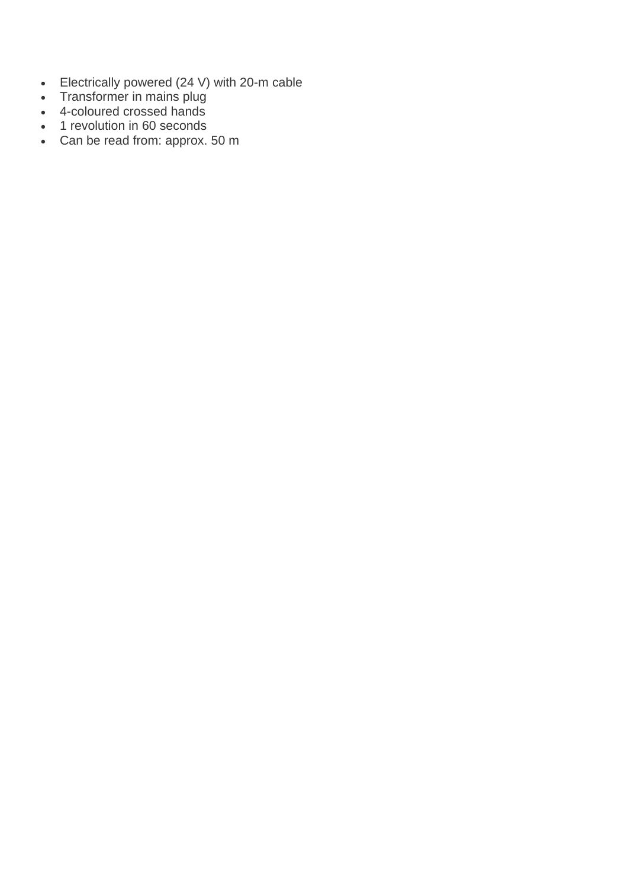- Electrically powered (24 V) with 20-m cable
- Transformer in mains plug
- 4-coloured crossed hands
- 1 revolution in 60 seconds
- Can be read from: approx. 50 m